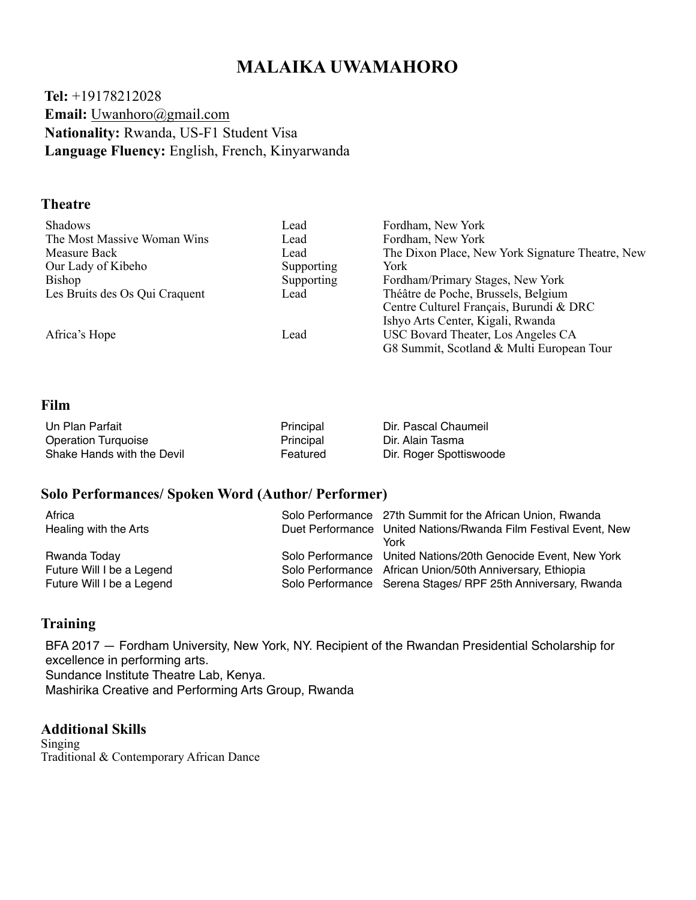# MALAIKA UWAMAHORO

**Tel:** +19178212028
**Email:** Uwanhoro@gmail.com
**Nationality:** Rwanda, US-F1 Student Visa
**Language Fluency:** English, French, Kinyarwanda

## Theatre

| | | |
|---|---|---|
| Shadows | Lead | Fordham, New York |
| The Most Massive Woman Wins | Lead | Fordham, New York |
| Measure Back | Lead | The Dixon Place, New York Signature Theatre, New York |
| Our Lady of Kibeho | Supporting | |
| Bishop | Supporting | Fordham/Primary Stages, New York |
| Les Bruits des Os Qui Craquent | Lead | Théâtre de Poche, Brussels, Belgium<br>Centre Culturel Français, Burundi & DRC<br>Ishyo Arts Center, Kigali, Rwanda |
| Africa's Hope | Lead | USC Bovard Theater, Los Angeles CA<br>G8 Summit, Scotland & Multi European Tour |

## Film

| | | |
|---|---|---|
| Un Plan Parfait | Principal | Dir. Pascal Chaumeil |
| Operation Turquoise | Principal | Dir. Alain Tasma |
| Shake Hands with the Devil | Featured | Dir. Roger Spottiswoode |

## Solo Performances/ Spoken Word (Author/ Performer)

| | | |
|---|---|---|
| Africa | Solo Performance | 27th Summit for the African Union, Rwanda |
| Healing with the Arts | Duet Performance | United Nations/Rwanda Film Festival Event, New York |
| Rwanda Today | Solo Performance | United Nations/20th Genocide Event, New York |
| Future Will I be a Legend | Solo Performance | African Union/50th Anniversary, Ethiopia |
| Future Will I be a Legend | Solo Performance | Serena Stages/ RPF 25th Anniversary, Rwanda |

## Training

BFA 2017 — Fordham University, New York, NY. Recipient of the Rwandan Presidential Scholarship for excellence in performing arts.
Sundance Institute Theatre Lab, Kenya.
Mashirika Creative and Performing Arts Group, Rwanda

## Additional Skills

Singing
Traditional & Contemporary African Dance